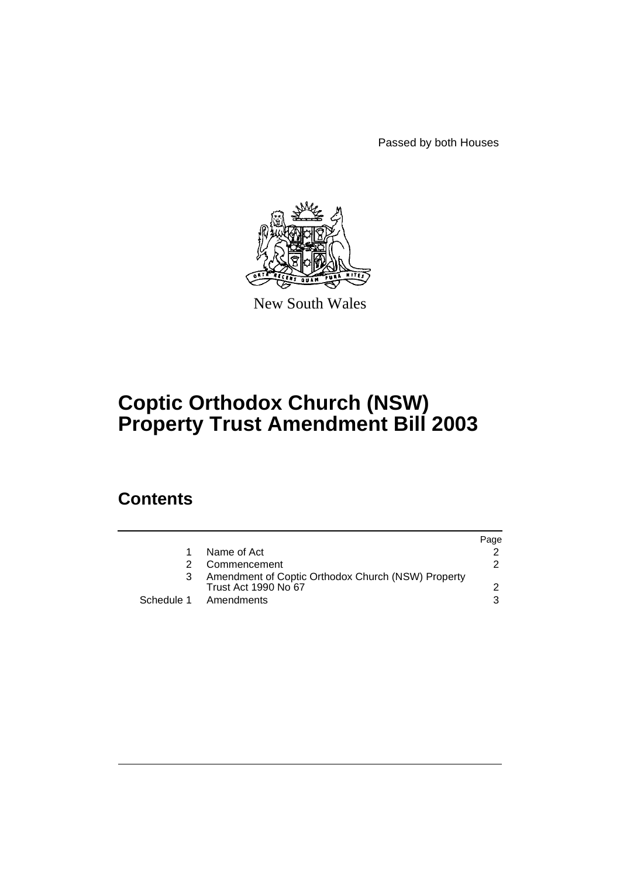Passed by both Houses

New South Wales

# Coptic Orthodox Church (NSW) Property Trust Amendment Bill 2003

## Contents

| | | Page |
|---|---|---|
| 1 | Name of Act | 2 |
| 2 | Commencement | 2 |
| 3 | Amendment of Coptic Orthodox Church (NSW) Property Trust Act 1990 No 67 | 2 |
| Schedule 1 | Amendments | 3 |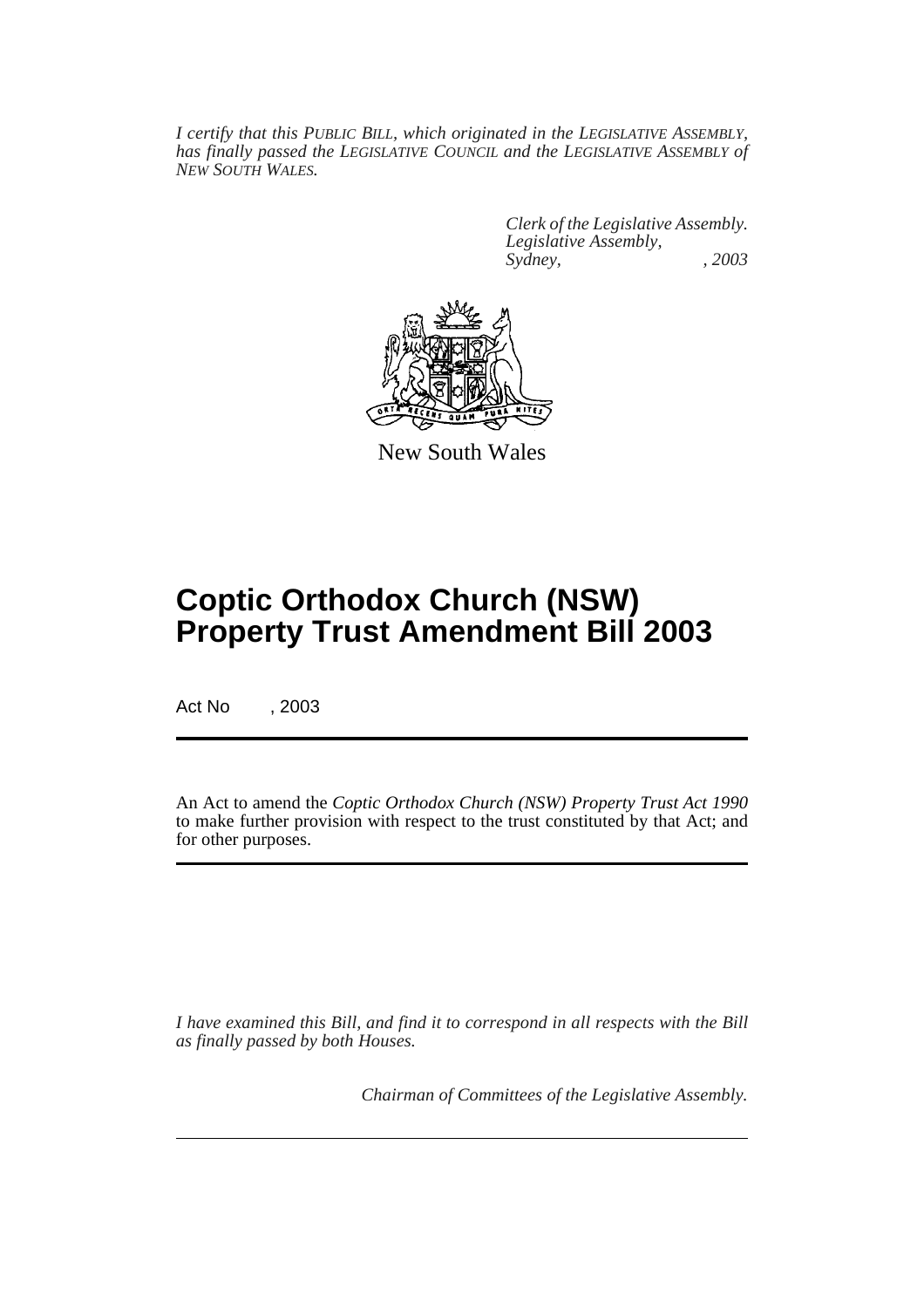*I certify that this PUBLIC BILL, which originated in the LEGISLATIVE ASSEMBLY, has finally passed the LEGISLATIVE COUNCIL and the LEGISLATIVE ASSEMBLY of NEW SOUTH WALES.*

*Clerk of the Legislative Assembly.*
*Legislative Assembly,*
*Sydney, , 2003*

New South Wales

# Coptic Orthodox Church (NSW) Property Trust Amendment Bill 2003

Act No , 2003

An Act to amend the *Coptic Orthodox Church (NSW) Property Trust Act 1990* to make further provision with respect to the trust constituted by that Act; and for other purposes.

*I have examined this Bill, and find it to correspond in all respects with the Bill as finally passed by both Houses.*

*Chairman of Committees of the Legislative Assembly.*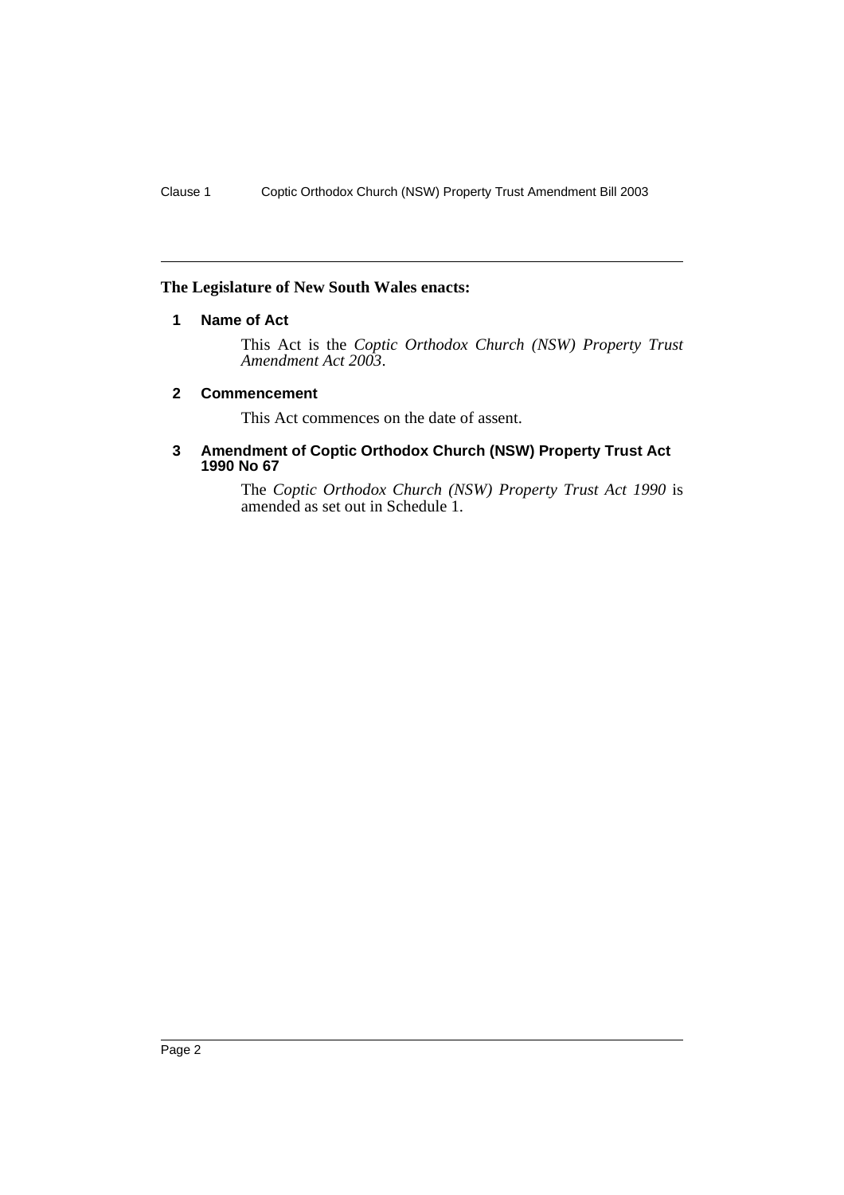**The Legislature of New South Wales enacts:**

### 1 Name of Act

This Act is the *Coptic Orthodox Church (NSW) Property Trust Amendment Act 2003*.

### 2 Commencement

This Act commences on the date of assent.

### 3 Amendment of Coptic Orthodox Church (NSW) Property Trust Act 1990 No 67

The *Coptic Orthodox Church (NSW) Property Trust Act 1990* is amended as set out in Schedule 1.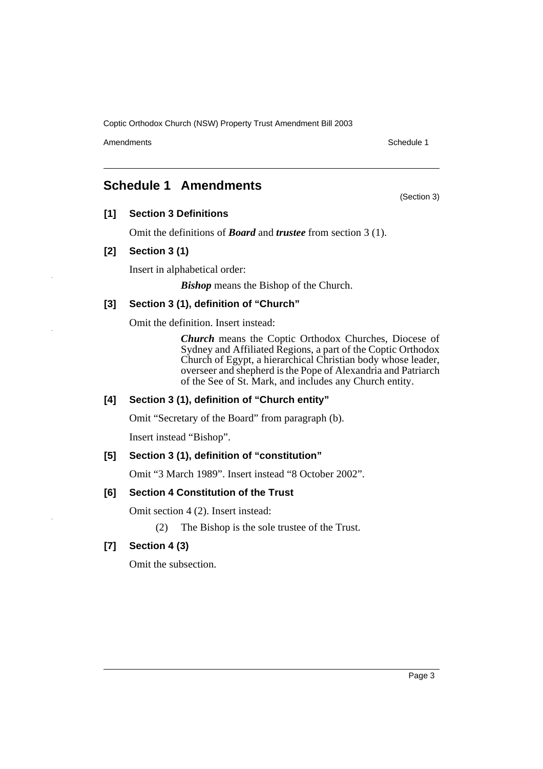# Schedule 1 Amendments

(Section 3)

**[1] Section 3 Definitions**

Omit the definitions of ***Board*** and ***trustee*** from section 3 (1).

**[2] Section 3 (1)**

Insert in alphabetical order:

> ***Bishop*** means the Bishop of the Church.

**[3] Section 3 (1), definition of "Church"**

Omit the definition. Insert instead:

> ***Church*** means the Coptic Orthodox Churches, Diocese of Sydney and Affiliated Regions, a part of the Coptic Orthodox Church of Egypt, a hierarchical Christian body whose leader, overseer and shepherd is the Pope of Alexandria and Patriarch of the See of St. Mark, and includes any Church entity.

**[4] Section 3 (1), definition of "Church entity"**

Omit "Secretary of the Board" from paragraph (b).

Insert instead "Bishop".

**[5] Section 3 (1), definition of "constitution"**

Omit "3 March 1989". Insert instead "8 October 2002".

**[6] Section 4 Constitution of the Trust**

Omit section 4 (2). Insert instead:

> (2) The Bishop is the sole trustee of the Trust.

**[7] Section 4 (3)**

Omit the subsection.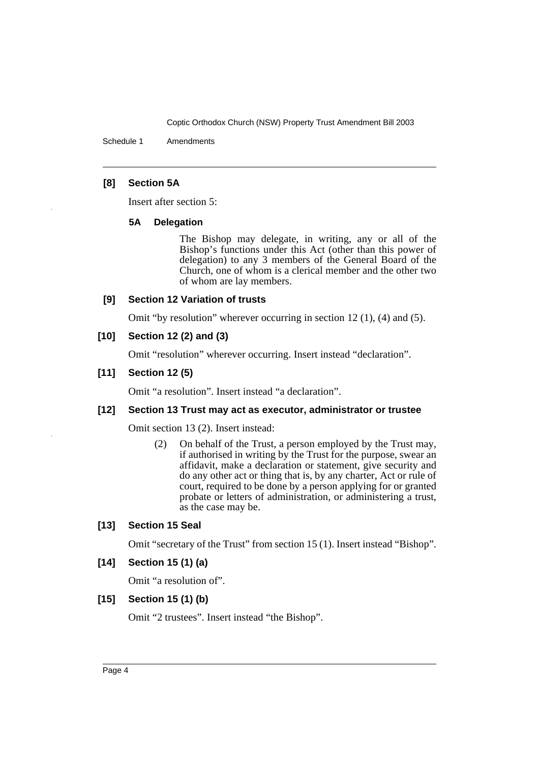**[8] Section 5A**

Insert after section 5:

**5A Delegation**

The Bishop may delegate, in writing, any or all of the Bishop's functions under this Act (other than this power of delegation) to any 3 members of the General Board of the Church, one of whom is a clerical member and the other two of whom are lay members.

**[9] Section 12 Variation of trusts**

Omit "by resolution" wherever occurring in section 12 (1), (4) and (5).

**[10] Section 12 (2) and (3)**

Omit "resolution" wherever occurring. Insert instead "declaration".

**[11] Section 12 (5)**

Omit "a resolution". Insert instead "a declaration".

**[12] Section 13 Trust may act as executor, administrator or trustee**

Omit section 13 (2). Insert instead:

(2) On behalf of the Trust, a person employed by the Trust may, if authorised in writing by the Trust for the purpose, swear an affidavit, make a declaration or statement, give security and do any other act or thing that is, by any charter, Act or rule of court, required to be done by a person applying for or granted probate or letters of administration, or administering a trust, as the case may be.

**[13] Section 15 Seal**

Omit "secretary of the Trust" from section 15 (1). Insert instead "Bishop".

**[14] Section 15 (1) (a)**

Omit "a resolution of".

**[15] Section 15 (1) (b)**

Omit "2 trustees". Insert instead "the Bishop".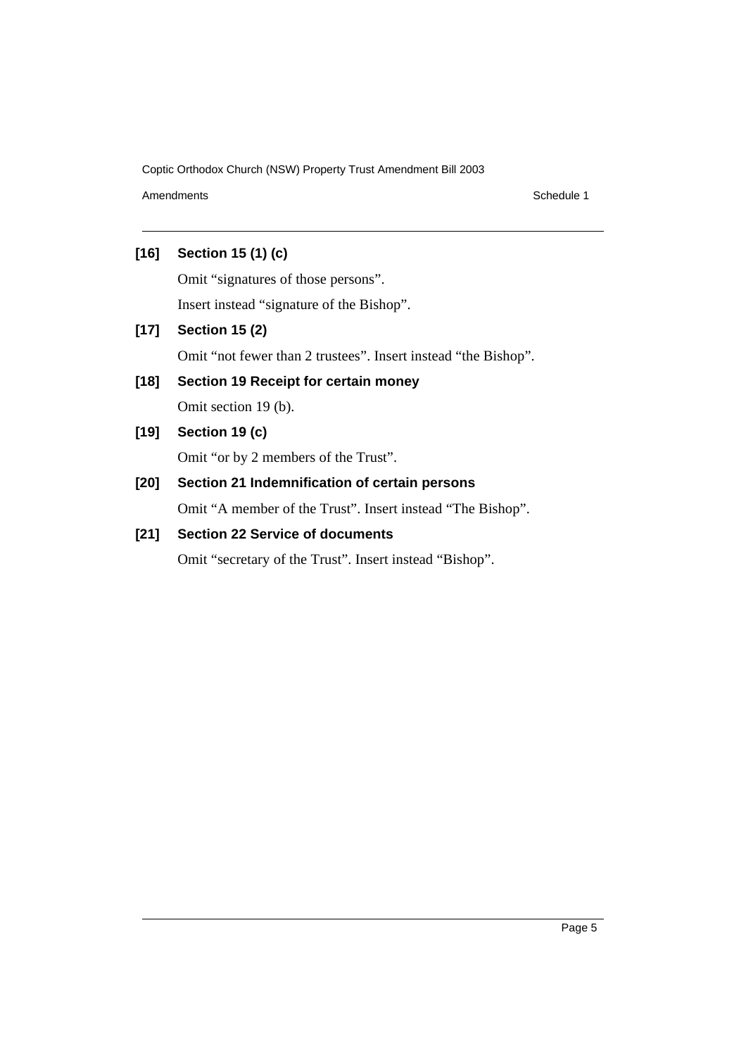**[16] Section 15 (1) (c)**

Omit "signatures of those persons".

Insert instead "signature of the Bishop".

**[17] Section 15 (2)**

Omit "not fewer than 2 trustees". Insert instead "the Bishop".

**[18] Section 19 Receipt for certain money**

Omit section 19 (b).

**[19] Section 19 (c)**

Omit "or by 2 members of the Trust".

**[20] Section 21 Indemnification of certain persons**

Omit "A member of the Trust". Insert instead "The Bishop".

**[21] Section 22 Service of documents**

Omit "secretary of the Trust". Insert instead "Bishop".